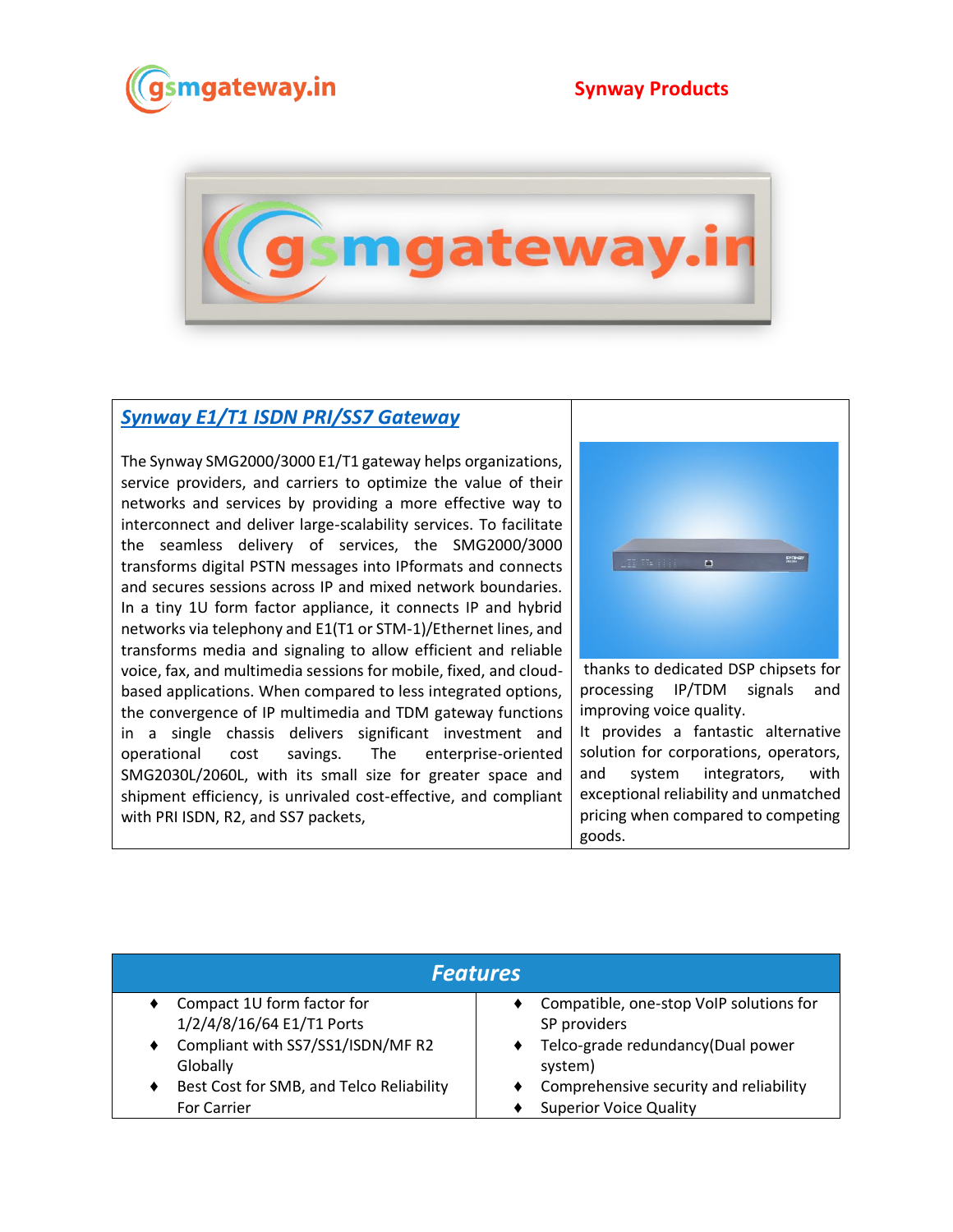Synway Products

## *Synway E1/T1 ISDN PRI/SS7 Gateway*

The Synway SMG2000/3000 E1/T1 gateway helps organizations, service providers, and carriers to optimize the value of their networks and services by providing a more effective way to interconnect and deliver large-scalability services. To facilitate the seamless delivery of services, the SMG2000/3000 transforms digital PSTN messages into IPformats and connects and secures sessions across IP and mixed network boundaries. In a tiny 1U form factor appliance, it connects IP and hybrid networks via telephony and E1(T1 or STM-1)/Ethernet lines, and transforms media and signaling to allow efficient and reliable voice, fax, and multimedia sessions for mobile, fixed, and cloud-based applications. When compared to less integrated options, the convergence of IP multimedia and TDM gateway functions in a single chassis delivers significant investment and operational cost savings. The enterprise-oriented SMG2030L/2060L, with its small size for greater space and shipment efficiency, is unrivaled cost-effective, and compliant with PRI ISDN, R2, and SS7 packets, thanks to dedicated DSP chipsets for processing IP/TDM signals and improving voice quality.

It provides a fantastic alternative solution for corporations, operators, and system integrators, with exceptional reliability and unmatched pricing when compared to competing goods.

| ***Features*** | |
|---|---|
| ♦ Compact 1U form factor for 1/2/4/8/16/64 E1/T1 Ports<br>♦ Compliant with SS7/SS1/ISDN/MF R2 Globally<br>♦ Best Cost for SMB, and Telco Reliability For Carrier | ♦ Compatible, one-stop VoIP solutions for SP providers<br>♦ Telco-grade redundancy(Dual power system)<br>♦ Comprehensive security and reliability<br>♦ Superior Voice Quality |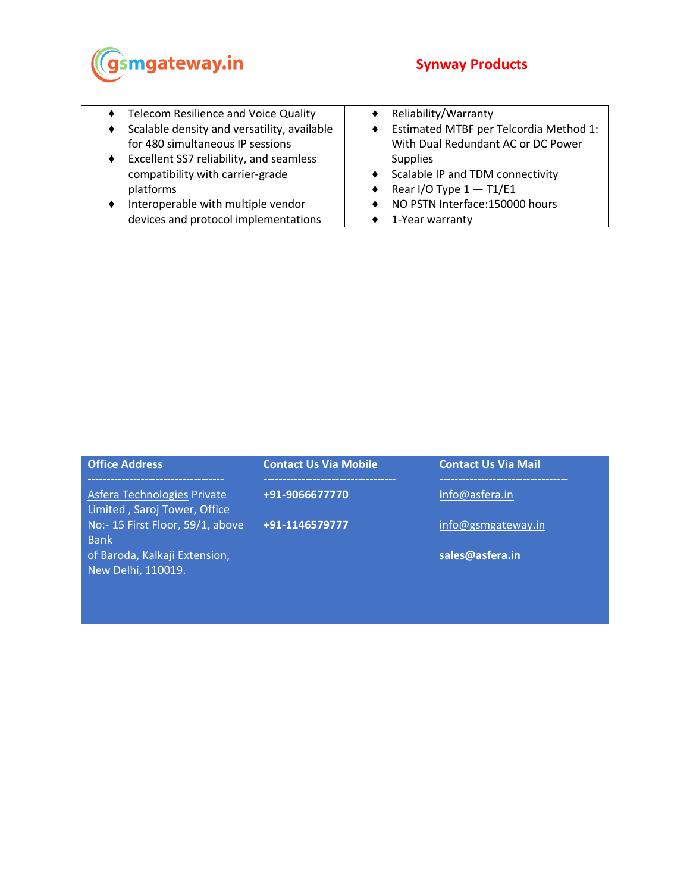| | |
|---|---|
| ♦ Telecom Resilience and Voice Quality<br>♦ Scalable density and versatility, available for 480 simultaneous IP sessions<br>♦ Excellent SS7 reliability, and seamless compatibility with carrier-grade platforms<br>♦ Interoperable with multiple vendor devices and protocol implementations | ♦ Reliability/Warranty<br>♦ Estimated MTBF per Telcordia Method 1: With Dual Redundant AC or DC Power Supplies<br>♦ Scalable IP and TDM connectivity<br>♦ Rear I/O Type 1 — T1/E1<br>♦ NO PSTN Interface:150000 hours<br>♦ 1-Year warranty |

| Office Address | Contact Us Via Mobile | Contact Us Via Mail |
|---|---|---|
| Asfera Technologies Private Limited , Saroj Tower, Office No:- 15 First Floor, 59/1, above Bank of Baroda, Kalkaji Extension, New Delhi, 110019. | **+91-9066677770**<br><br>**+91-1146579777** | info@asfera.in<br><br>info@gsmgateway.in<br><br>**sales@asfera.in** |